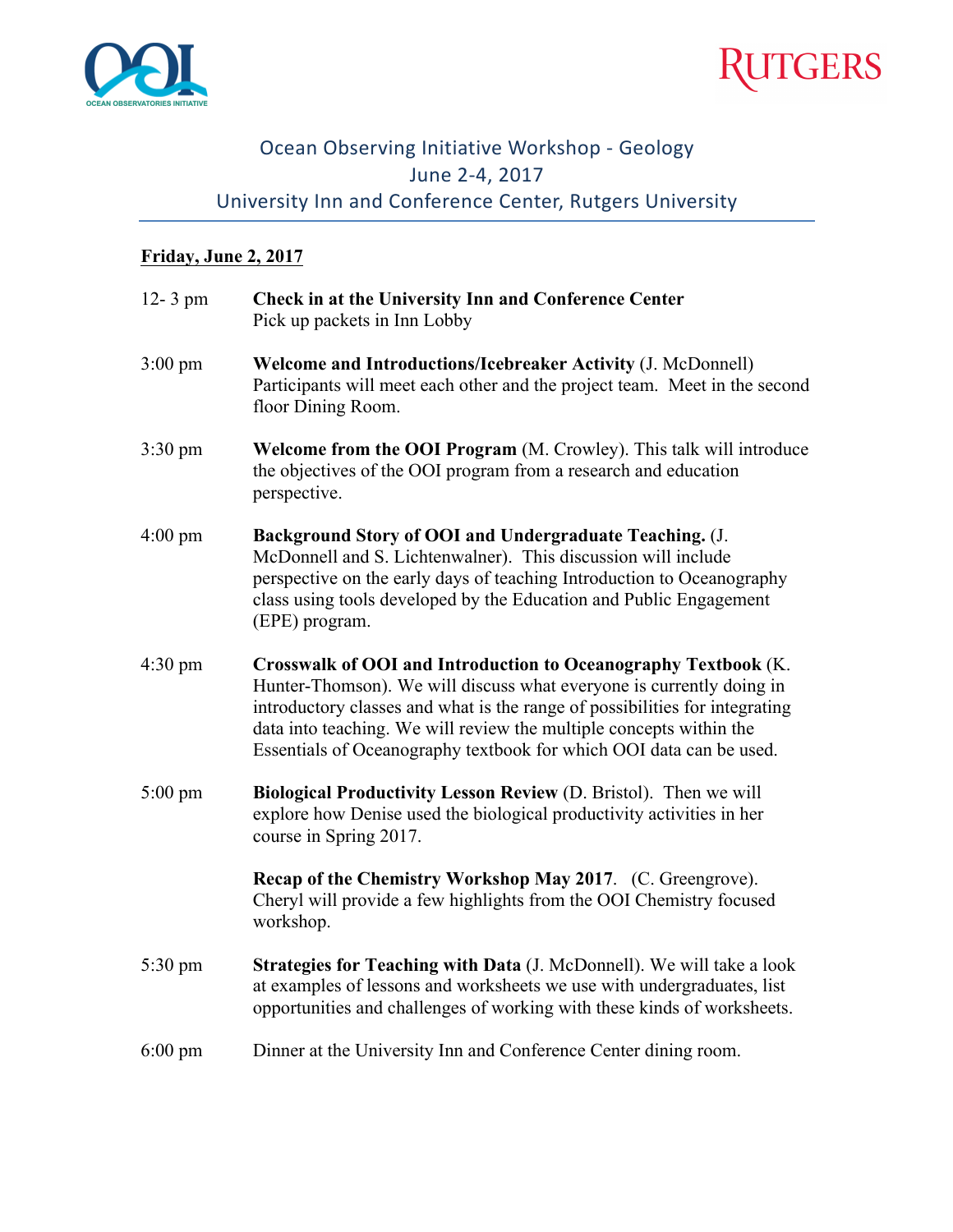# Ocean Observing Initiative Workshop - Geology

## June 2-4, 2017

## University Inn and Conference Center, Rutgers University

**Friday, June 2, 2017**

12- 3 pm **Check in at the University Inn and Conference Center**
Pick up packets in Inn Lobby

3:00 pm **Welcome and Introductions/Icebreaker Activity** (J. McDonnell)
Participants will meet each other and the project team. Meet in the second floor Dining Room.

3:30 pm **Welcome from the OOI Program** (M. Crowley). This talk will introduce the objectives of the OOI program from a research and education perspective.

4:00 pm **Background Story of OOI and Undergraduate Teaching.** (J. McDonnell and S. Lichtenwalner). This discussion will include perspective on the early days of teaching Introduction to Oceanography class using tools developed by the Education and Public Engagement (EPE) program.

4:30 pm **Crosswalk of OOI and Introduction to Oceanography Textbook** (K. Hunter-Thomson). We will discuss what everyone is currently doing in introductory classes and what is the range of possibilities for integrating data into teaching. We will review the multiple concepts within the Essentials of Oceanography textbook for which OOI data can be used.

5:00 pm **Biological Productivity Lesson Review** (D. Bristol). Then we will explore how Denise used the biological productivity activities in her course in Spring 2017.

**Recap of the Chemistry Workshop May 2017**. (C. Greengrove). Cheryl will provide a few highlights from the OOI Chemistry focused workshop.

5:30 pm **Strategies for Teaching with Data** (J. McDonnell). We will take a look at examples of lessons and worksheets we use with undergraduates, list opportunities and challenges of working with these kinds of worksheets.

6:00 pm Dinner at the University Inn and Conference Center dining room.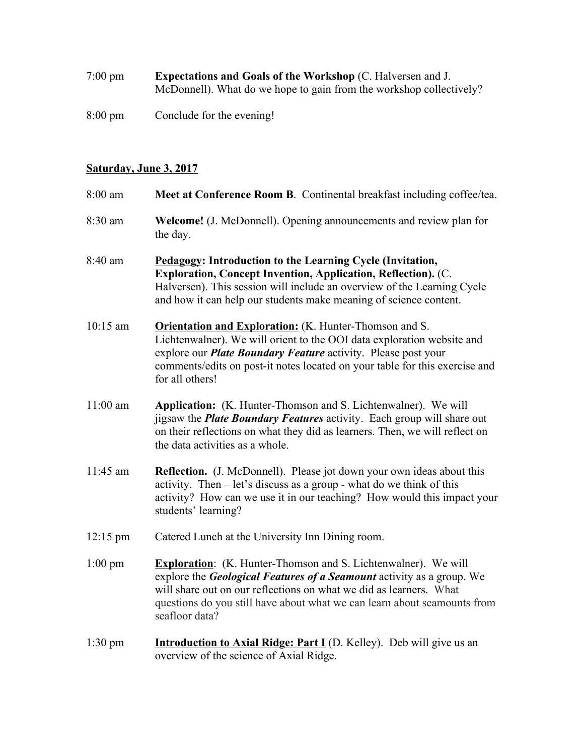7:00 pm **Expectations and Goals of the Workshop** (C. Halversen and J. McDonnell). What do we hope to gain from the workshop collectively?

8:00 pm Conclude for the evening!

## **<u>Saturday, June 3, 2017</u>**

8:00 am **Meet at Conference Room B**. Continental breakfast including coffee/tea.

8:30 am **Welcome!** (J. McDonnell). Opening announcements and review plan for the day.

8:40 am **<u>Pedagogy</u>: Introduction to the Learning Cycle (Invitation, Exploration, Concept Invention, Application, Reflection).** (C. Halversen). This session will include an overview of the Learning Cycle and how it can help our students make meaning of science content.

10:15 am **<u>Orientation and Exploration:</u>** (K. Hunter-Thomson and S. Lichtenwalner). We will orient to the OOI data exploration website and explore our ***Plate Boundary Feature*** activity. Please post your comments/edits on post-it notes located on your table for this exercise and for all others!

11:00 am **<u>Application:</u>** (K. Hunter-Thomson and S. Lichtenwalner). We will jigsaw the ***Plate Boundary Features*** activity. Each group will share out on their reflections on what they did as learners. Then, we will reflect on the data activities as a whole.

11:45 am **<u>Reflection.</u>** (J. McDonnell). Please jot down your own ideas about this activity. Then – let's discuss as a group - what do we think of this activity? How can we use it in our teaching? How would this impact your students' learning?

12:15 pm Catered Lunch at the University Inn Dining room.

1:00 pm **<u>Exploration</u>**: (K. Hunter-Thomson and S. Lichtenwalner). We will explore the ***Geological Features of a Seamount*** activity as a group. We will share out on our reflections on what we did as learners. What questions do you still have about what we can learn about seamounts from seafloor data?

1:30 pm **<u>Introduction to Axial Ridge: Part I</u>** (D. Kelley). Deb will give us an overview of the science of Axial Ridge.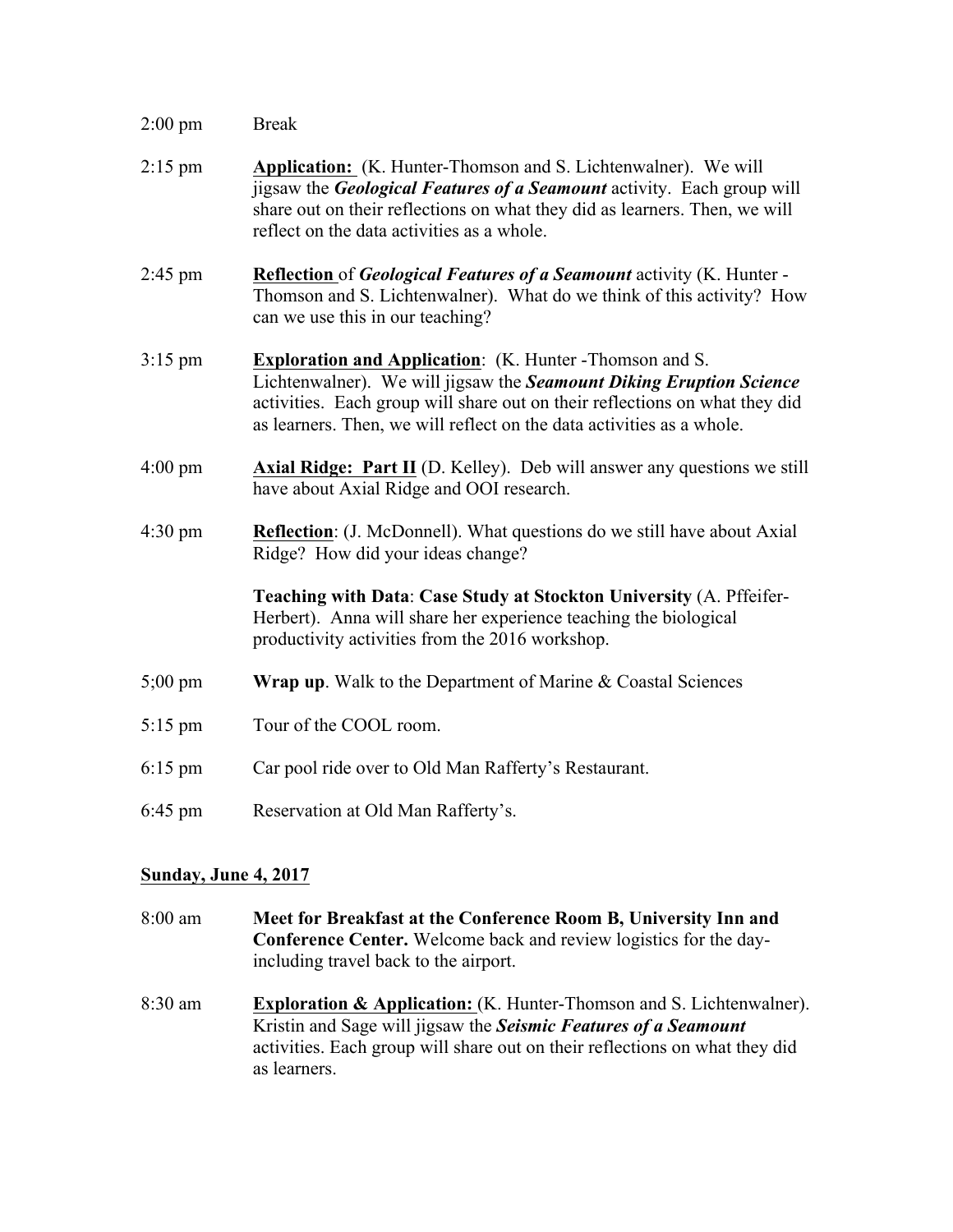2:00 pm Break

2:15 pm **Application:** (K. Hunter-Thomson and S. Lichtenwalner). We will jigsaw the ***Geological Features of a Seamount*** activity. Each group will share out on their reflections on what they did as learners. Then, we will reflect on the data activities as a whole.

2:45 pm **Reflection** of ***Geological Features of a Seamount*** activity (K. Hunter - Thomson and S. Lichtenwalner). What do we think of this activity? How can we use this in our teaching?

3:15 pm **Exploration and Application**: (K. Hunter -Thomson and S. Lichtenwalner). We will jigsaw the ***Seamount Diking Eruption Science*** activities. Each group will share out on their reflections on what they did as learners. Then, we will reflect on the data activities as a whole.

4:00 pm **Axial Ridge: Part II** (D. Kelley). Deb will answer any questions we still have about Axial Ridge and OOI research.

4:30 pm **Reflection**: (J. McDonnell). What questions do we still have about Axial Ridge? How did your ideas change?

**Teaching with Data**: **Case Study at Stockton University** (A. Pffeifer-Herbert). Anna will share her experience teaching the biological productivity activities from the 2016 workshop.

5;00 pm **Wrap up**. Walk to the Department of Marine & Coastal Sciences

5:15 pm Tour of the COOL room.

6:15 pm Car pool ride over to Old Man Rafferty's Restaurant.

6:45 pm Reservation at Old Man Rafferty's.

## Sunday, June 4, 2017

8:00 am **Meet for Breakfast at the Conference Room B, University Inn and Conference Center.** Welcome back and review logistics for the day- including travel back to the airport.

8:30 am **Exploration & Application:** (K. Hunter-Thomson and S. Lichtenwalner). Kristin and Sage will jigsaw the ***Seismic Features of a Seamount*** activities. Each group will share out on their reflections on what they did as learners.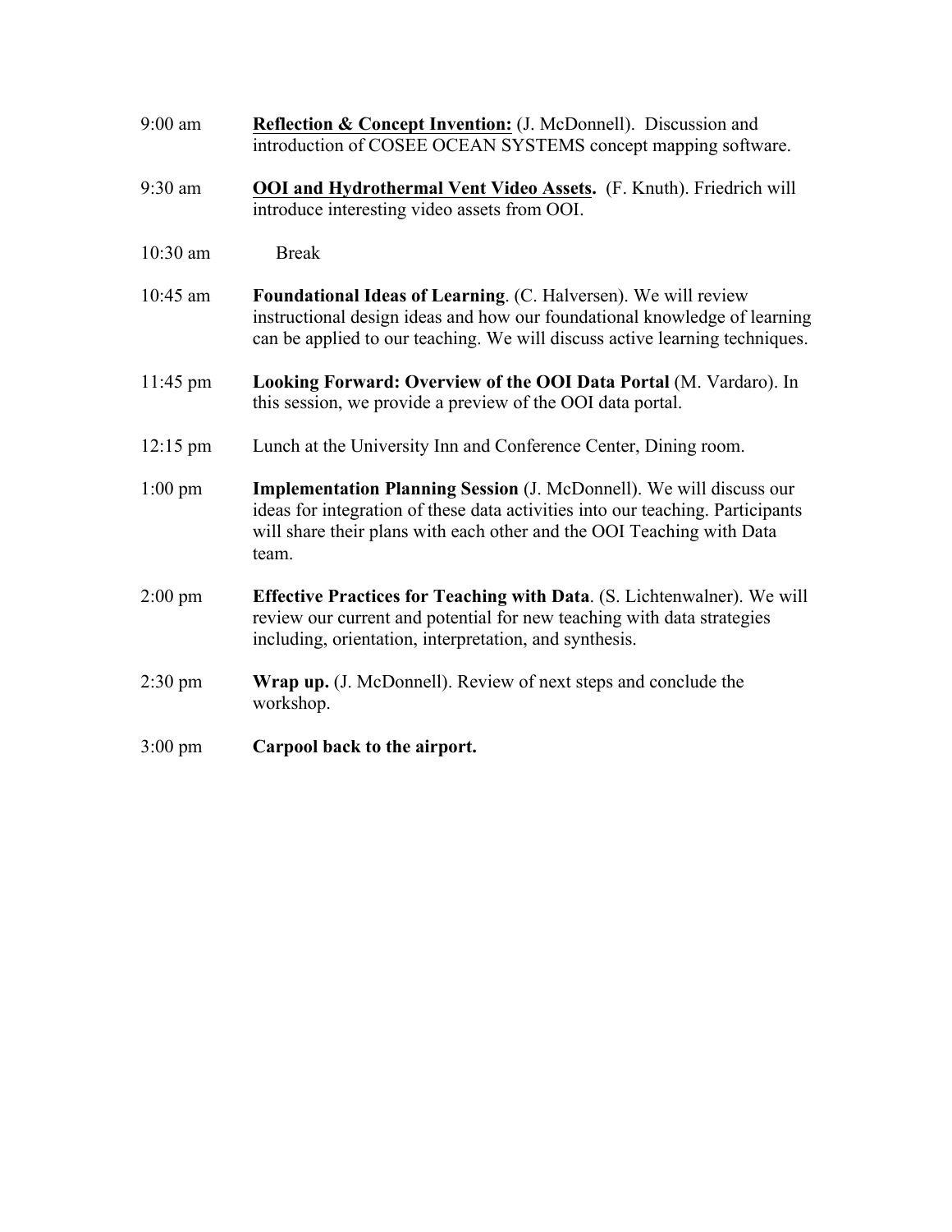9:00 am **Reflection & Concept Invention:** (J. McDonnell). Discussion and introduction of COSEE OCEAN SYSTEMS concept mapping software.

9:30 am **OOI and Hydrothermal Vent Video Assets.** (F. Knuth). Friedrich will introduce interesting video assets from OOI.

10:30 am Break

10:45 am **Foundational Ideas of Learning**. (C. Halversen). We will review instructional design ideas and how our foundational knowledge of learning can be applied to our teaching. We will discuss active learning techniques.

11:45 pm **Looking Forward: Overview of the OOI Data Portal** (M. Vardaro). In this session, we provide a preview of the OOI data portal.

12:15 pm Lunch at the University Inn and Conference Center, Dining room.

1:00 pm **Implementation Planning Session** (J. McDonnell). We will discuss our ideas for integration of these data activities into our teaching. Participants will share their plans with each other and the OOI Teaching with Data team.

2:00 pm **Effective Practices for Teaching with Data**. (S. Lichtenwalner). We will review our current and potential for new teaching with data strategies including, orientation, interpretation, and synthesis.

2:30 pm **Wrap up.** (J. McDonnell). Review of next steps and conclude the workshop.

3:00 pm **Carpool back to the airport.**